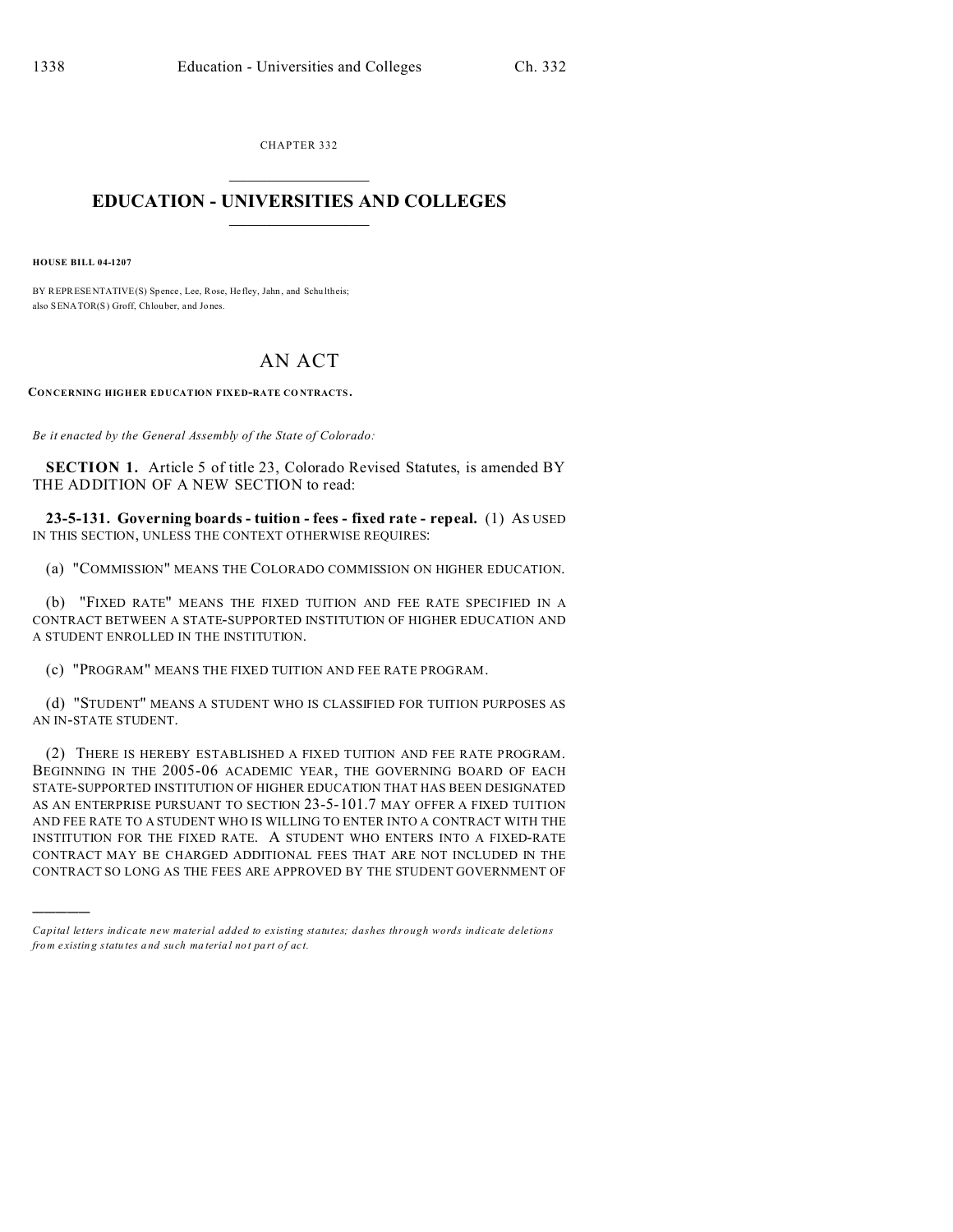CHAPTER 332

# EDUCATION - UNIVERSITIES AND COLLEGES

**HOUSE BILL 04-1207**

BY REPRESENTATIVE(S) Spence, Lee, Rose, Hefley, Jahn, and Schultheis;
also SENATOR(S) Groff, Chlouber, and Jones.

# AN ACT

**CONCERNING HIGHER EDUCATION FIXED-RATE CONTRACTS.**

*Be it enacted by the General Assembly of the State of Colorado:*

**SECTION 1.** Article 5 of title 23, Colorado Revised Statutes, is amended BY THE ADDITION OF A NEW SECTION to read:

**23-5-131. Governing boards - tuition - fees - fixed rate - repeal.** (1) AS USED IN THIS SECTION, UNLESS THE CONTEXT OTHERWISE REQUIRES:

(a) "COMMISSION" MEANS THE COLORADO COMMISSION ON HIGHER EDUCATION.

(b) "FIXED RATE" MEANS THE FIXED TUITION AND FEE RATE SPECIFIED IN A CONTRACT BETWEEN A STATE-SUPPORTED INSTITUTION OF HIGHER EDUCATION AND A STUDENT ENROLLED IN THE INSTITUTION.

(c) "PROGRAM" MEANS THE FIXED TUITION AND FEE RATE PROGRAM.

(d) "STUDENT" MEANS A STUDENT WHO IS CLASSIFIED FOR TUITION PURPOSES AS AN IN-STATE STUDENT.

(2) THERE IS HEREBY ESTABLISHED A FIXED TUITION AND FEE RATE PROGRAM. BEGINNING IN THE 2005-06 ACADEMIC YEAR, THE GOVERNING BOARD OF EACH STATE-SUPPORTED INSTITUTION OF HIGHER EDUCATION THAT HAS BEEN DESIGNATED AS AN ENTERPRISE PURSUANT TO SECTION 23-5-101.7 MAY OFFER A FIXED TUITION AND FEE RATE TO A STUDENT WHO IS WILLING TO ENTER INTO A CONTRACT WITH THE INSTITUTION FOR THE FIXED RATE. A STUDENT WHO ENTERS INTO A FIXED-RATE CONTRACT MAY BE CHARGED ADDITIONAL FEES THAT ARE NOT INCLUDED IN THE CONTRACT SO LONG AS THE FEES ARE APPROVED BY THE STUDENT GOVERNMENT OF

---

*Capital letters indicate new material added to existing statutes; dashes through words indicate deletions from existing statutes and such material not part of act.*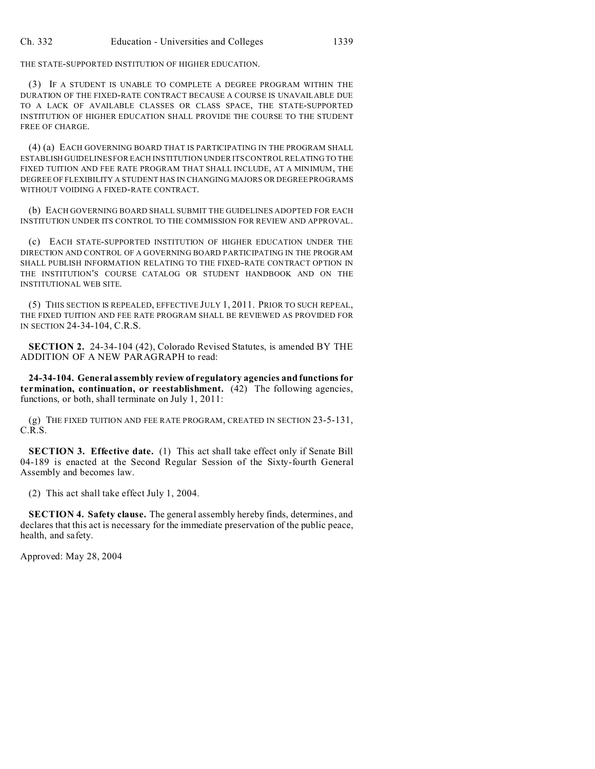THE STATE-SUPPORTED INSTITUTION OF HIGHER EDUCATION.

(3) IF A STUDENT IS UNABLE TO COMPLETE A DEGREE PROGRAM WITHIN THE DURATION OF THE FIXED-RATE CONTRACT BECAUSE A COURSE IS UNAVAILABLE DUE TO A LACK OF AVAILABLE CLASSES OR CLASS SPACE, THE STATE-SUPPORTED INSTITUTION OF HIGHER EDUCATION SHALL PROVIDE THE COURSE TO THE STUDENT FREE OF CHARGE.

(4) (a) EACH GOVERNING BOARD THAT IS PARTICIPATING IN THE PROGRAM SHALL ESTABLISH GUIDELINES FOR EACH INSTITUTION UNDER ITS CONTROL RELATING TO THE FIXED TUITION AND FEE RATE PROGRAM THAT SHALL INCLUDE, AT A MINIMUM, THE DEGREE OF FLEXIBILITY A STUDENT HAS IN CHANGING MAJORS OR DEGREE PROGRAMS WITHOUT VOIDING A FIXED-RATE CONTRACT.

(b) EACH GOVERNING BOARD SHALL SUBMIT THE GUIDELINES ADOPTED FOR EACH INSTITUTION UNDER ITS CONTROL TO THE COMMISSION FOR REVIEW AND APPROVAL.

(c) EACH STATE-SUPPORTED INSTITUTION OF HIGHER EDUCATION UNDER THE DIRECTION AND CONTROL OF A GOVERNING BOARD PARTICIPATING IN THE PROGRAM SHALL PUBLISH INFORMATION RELATING TO THE FIXED-RATE CONTRACT OPTION IN THE INSTITUTION'S COURSE CATALOG OR STUDENT HANDBOOK AND ON THE INSTITUTIONAL WEB SITE.

(5) THIS SECTION IS REPEALED, EFFECTIVE JULY 1, 2011. PRIOR TO SUCH REPEAL, THE FIXED TUITION AND FEE RATE PROGRAM SHALL BE REVIEWED AS PROVIDED FOR IN SECTION 24-34-104, C.R.S.

**SECTION 2.** 24-34-104 (42), Colorado Revised Statutes, is amended BY THE ADDITION OF A NEW PARAGRAPH to read:

**24-34-104. General assembly review of regulatory agencies and functions for termination, continuation, or reestablishment.** (42) The following agencies, functions, or both, shall terminate on July 1, 2011:

(g) THE FIXED TUITION AND FEE RATE PROGRAM, CREATED IN SECTION 23-5-131, C.R.S.

**SECTION 3. Effective date.** (1) This act shall take effect only if Senate Bill 04-189 is enacted at the Second Regular Session of the Sixty-fourth General Assembly and becomes law.

(2) This act shall take effect July 1, 2004.

**SECTION 4. Safety clause.** The general assembly hereby finds, determines, and declares that this act is necessary for the immediate preservation of the public peace, health, and safety.

Approved: May 28, 2004